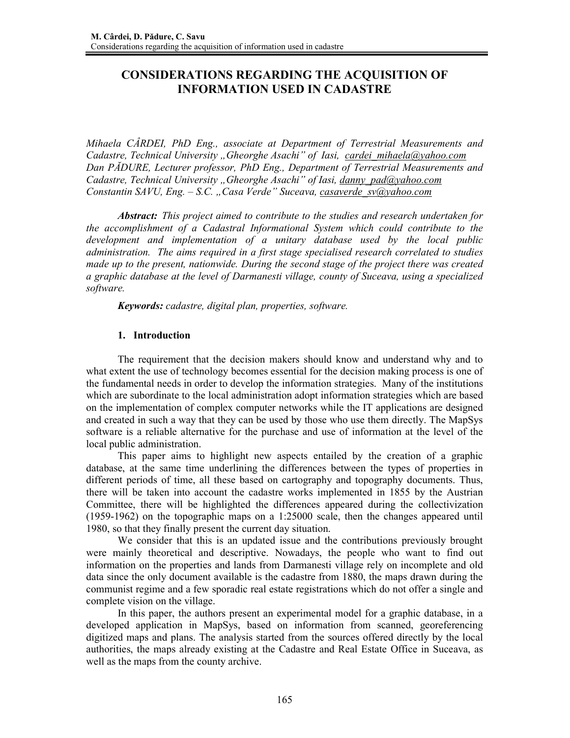# CONSIDERATIONS REGARDING THE ACQUISITION OF INFORMATION USED IN CADASTRE

*Mihaela CÂRDEI, PhD Eng., associate at Department of Terrestrial Measurements and Cadastre, Technical University „Gheorghe Asachi" of Iasi, cardei_mihaela@yahoo.com*
*Dan PĂDURE, Lecturer professor, PhD Eng., Department of Terrestrial Measurements and Cadastre, Technical University „Gheorghe Asachi" of Iasi, danny_pad@yahoo.com*
*Constantin SAVU, Eng. – S.C. „Casa Verde" Suceava, casaverde_sv@yahoo.com*

***Abstract:*** *This project aimed to contribute to the studies and research undertaken for the accomplishment of a Cadastral Informational System which could contribute to the development and implementation of a unitary database used by the local public administration. The aims required in a first stage specialised research correlated to studies made up to the present, nationwide. During the second stage of the project there was created a graphic database at the level of Darmanesti village, county of Suceava, using a specialized software.*

***Keywords:*** *cadastre, digital plan, properties, software.*

## 1. Introduction

The requirement that the decision makers should know and understand why and to what extent the use of technology becomes essential for the decision making process is one of the fundamental needs in order to develop the information strategies. Many of the institutions which are subordinate to the local administration adopt information strategies which are based on the implementation of complex computer networks while the IT applications are designed and created in such a way that they can be used by those who use them directly. The MapSys software is a reliable alternative for the purchase and use of information at the level of the local public administration.

This paper aims to highlight new aspects entailed by the creation of a graphic database, at the same time underlining the differences between the types of properties in different periods of time, all these based on cartography and topography documents. Thus, there will be taken into account the cadastre works implemented in 1855 by the Austrian Committee, there will be highlighted the differences appeared during the collectivization (1959-1962) on the topographic maps on a 1:25000 scale, then the changes appeared until 1980, so that they finally present the current day situation.

We consider that this is an updated issue and the contributions previously brought were mainly theoretical and descriptive. Nowadays, the people who want to find out information on the properties and lands from Darmanesti village rely on incomplete and old data since the only document available is the cadastre from 1880, the maps drawn during the communist regime and a few sporadic real estate registrations which do not offer a single and complete vision on the village.

In this paper, the authors present an experimental model for a graphic database, in a developed application in MapSys, based on information from scanned, georeferencing digitized maps and plans. The analysis started from the sources offered directly by the local authorities, the maps already existing at the Cadastre and Real Estate Office in Suceava, as well as the maps from the county archive.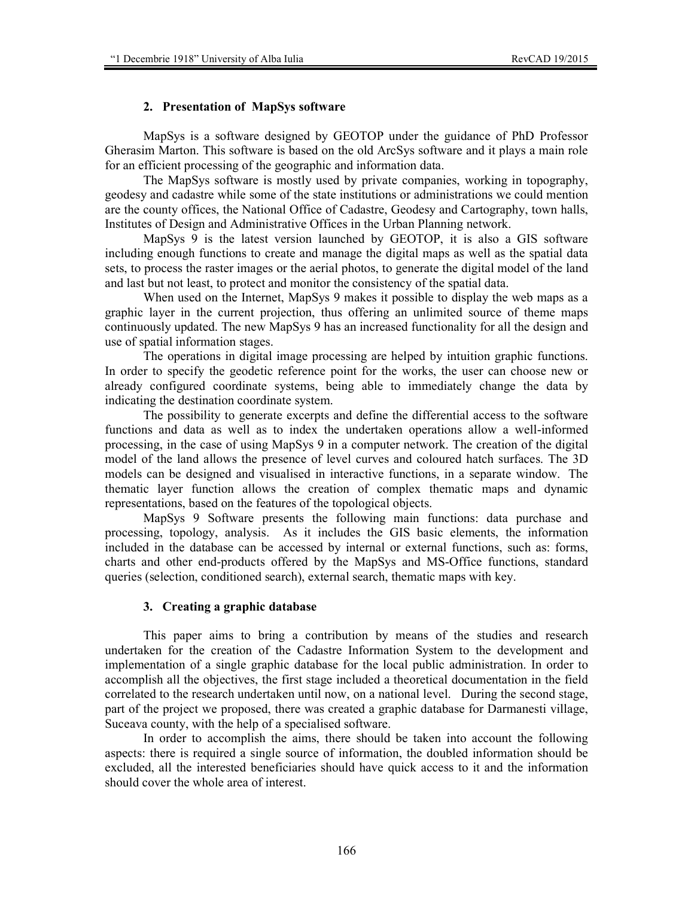## 2. Presentation of MapSys software

MapSys is a software designed by GEOTOP under the guidance of PhD Professor Gherasim Marton. This software is based on the old ArcSys software and it plays a main role for an efficient processing of the geographic and information data.

The MapSys software is mostly used by private companies, working in topography, geodesy and cadastre while some of the state institutions or administrations we could mention are the county offices, the National Office of Cadastre, Geodesy and Cartography, town halls, Institutes of Design and Administrative Offices in the Urban Planning network.

MapSys 9 is the latest version launched by GEOTOP, it is also a GIS software including enough functions to create and manage the digital maps as well as the spatial data sets, to process the raster images or the aerial photos, to generate the digital model of the land and last but not least, to protect and monitor the consistency of the spatial data.

When used on the Internet, MapSys 9 makes it possible to display the web maps as a graphic layer in the current projection, thus offering an unlimited source of theme maps continuously updated. The new MapSys 9 has an increased functionality for all the design and use of spatial information stages.

The operations in digital image processing are helped by intuition graphic functions. In order to specify the geodetic reference point for the works, the user can choose new or already configured coordinate systems, being able to immediately change the data by indicating the destination coordinate system.

The possibility to generate excerpts and define the differential access to the software functions and data as well as to index the undertaken operations allow a well-informed processing, in the case of using MapSys 9 in a computer network. The creation of the digital model of the land allows the presence of level curves and coloured hatch surfaces. The 3D models can be designed and visualised in interactive functions, in a separate window. The thematic layer function allows the creation of complex thematic maps and dynamic representations, based on the features of the topological objects.

MapSys 9 Software presents the following main functions: data purchase and processing, topology, analysis. As it includes the GIS basic elements, the information included in the database can be accessed by internal or external functions, such as: forms, charts and other end-products offered by the MapSys and MS-Office functions, standard queries (selection, conditioned search), external search, thematic maps with key.

## 3. Creating a graphic database

This paper aims to bring a contribution by means of the studies and research undertaken for the creation of the Cadastre Information System to the development and implementation of a single graphic database for the local public administration. In order to accomplish all the objectives, the first stage included a theoretical documentation in the field correlated to the research undertaken until now, on a national level. During the second stage, part of the project we proposed, there was created a graphic database for Darmanesti village, Suceava county, with the help of a specialised software.

In order to accomplish the aims, there should be taken into account the following aspects: there is required a single source of information, the doubled information should be excluded, all the interested beneficiaries should have quick access to it and the information should cover the whole area of interest.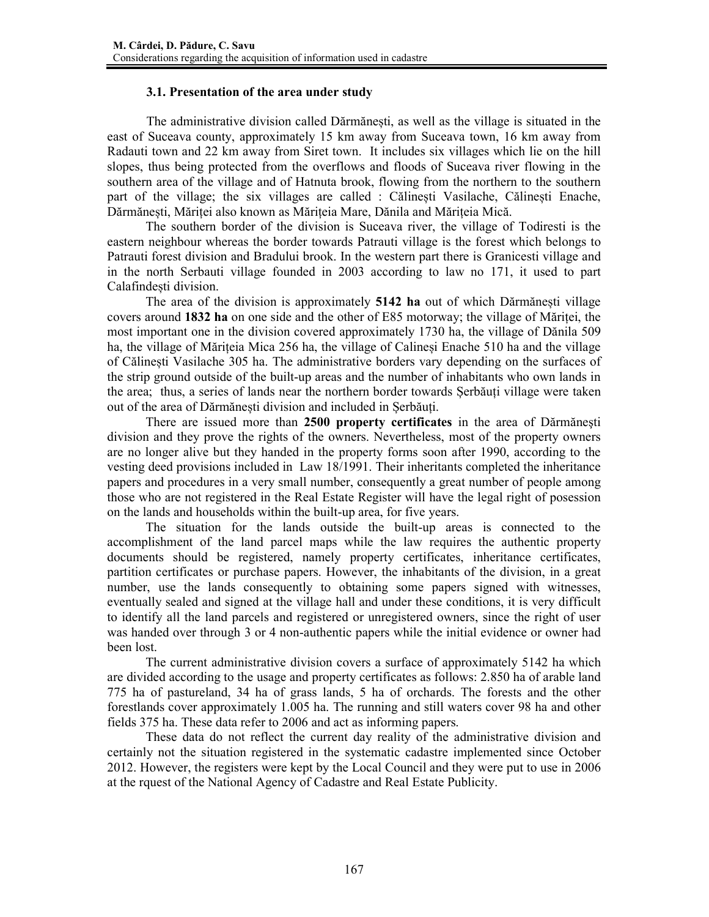### 3.1. Presentation of the area under study

The administrative division called Dărmănești, as well as the village is situated in the east of Suceava county, approximately 15 km away from Suceava town, 16 km away from Radauti town and 22 km away from Siret town. It includes six villages which lie on the hill slopes, thus being protected from the overflows and floods of Suceava river flowing in the southern area of the village and of Hatnuta brook, flowing from the northern to the southern part of the village; the six villages are called : Călinești Vasilache, Călinești Enache, Dărmănești, Măriței also known as Mărițeia Mare, Dănila and Mărițeia Mică.

The southern border of the division is Suceava river, the village of Todiresti is the eastern neighbour whereas the border towards Patrauti village is the forest which belongs to Patrauti forest division and Bradului brook. In the western part there is Granicesti village and in the north Serbauti village founded in 2003 according to law no 171, it used to part Calafindești division.

The area of the division is approximately **5142 ha** out of which Dărmănești village covers around **1832 ha** on one side and the other of E85 motorway; the village of Măriței, the most important one in the division covered approximately 1730 ha, the village of Dănila 509 ha, the village of Mărițeia Mica 256 ha, the village of Calineși Enache 510 ha and the village of Călinești Vasilache 305 ha. The administrative borders vary depending on the surfaces of the strip ground outside of the built-up areas and the number of inhabitants who own lands in the area; thus, a series of lands near the northern border towards Șerbăuți village were taken out of the area of Dărmănești division and included in Șerbăuți.

There are issued more than **2500 property certificates** in the area of Dărmănești division and they prove the rights of the owners. Nevertheless, most of the property owners are no longer alive but they handed in the property forms soon after 1990, according to the vesting deed provisions included in Law 18/1991. Their inheritants completed the inheritance papers and procedures in a very small number, consequently a great number of people among those who are not registered in the Real Estate Register will have the legal right of posession on the lands and households within the built-up area, for five years.

The situation for the lands outside the built-up areas is connected to the accomplishment of the land parcel maps while the law requires the authentic property documents should be registered, namely property certificates, inheritance certificates, partition certificates or purchase papers. However, the inhabitants of the division, in a great number, use the lands consequently to obtaining some papers signed with witnesses, eventually sealed and signed at the village hall and under these conditions, it is very difficult to identify all the land parcels and registered or unregistered owners, since the right of user was handed over through 3 or 4 non-authentic papers while the initial evidence or owner had been lost.

The current administrative division covers a surface of approximately 5142 ha which are divided according to the usage and property certificates as follows: 2.850 ha of arable land 775 ha of pastureland, 34 ha of grass lands, 5 ha of orchards. The forests and the other forestlands cover approximately 1.005 ha. The running and still waters cover 98 ha and other fields 375 ha. These data refer to 2006 and act as informing papers.

These data do not reflect the current day reality of the administrative division and certainly not the situation registered in the systematic cadastre implemented since October 2012. However, the registers were kept by the Local Council and they were put to use in 2006 at the rquest of the National Agency of Cadastre and Real Estate Publicity.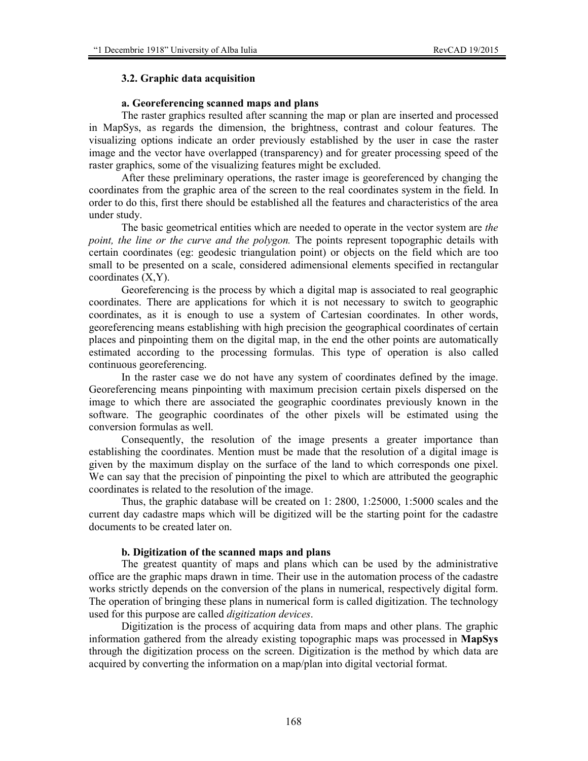### 3.2. Graphic data acquisition

#### a. Georeferencing scanned maps and plans

The raster graphics resulted after scanning the map or plan are inserted and processed in MapSys, as regards the dimension, the brightness, contrast and colour features. The visualizing options indicate an order previously established by the user in case the raster image and the vector have overlapped (transparency) and for greater processing speed of the raster graphics, some of the visualizing features might be excluded.

After these preliminary operations, the raster image is georeferenced by changing the coordinates from the graphic area of the screen to the real coordinates system in the field. In order to do this, first there should be established all the features and characteristics of the area under study.

The basic geometrical entities which are needed to operate in the vector system are *the point, the line or the curve and the polygon.* The points represent topographic details with certain coordinates (eg: geodesic triangulation point) or objects on the field which are too small to be presented on a scale, considered adimensional elements specified in rectangular coordinates (X,Y).

Georeferencing is the process by which a digital map is associated to real geographic coordinates. There are applications for which it is not necessary to switch to geographic coordinates, as it is enough to use a system of Cartesian coordinates. In other words, georeferencing means establishing with high precision the geographical coordinates of certain places and pinpointing them on the digital map, in the end the other points are automatically estimated according to the processing formulas. This type of operation is also called continuous georeferencing.

In the raster case we do not have any system of coordinates defined by the image. Georeferencing means pinpointing with maximum precision certain pixels dispersed on the image to which there are associated the geographic coordinates previously known in the software. The geographic coordinates of the other pixels will be estimated using the conversion formulas as well.

Consequently, the resolution of the image presents a greater importance than establishing the coordinates. Mention must be made that the resolution of a digital image is given by the maximum display on the surface of the land to which corresponds one pixel. We can say that the precision of pinpointing the pixel to which are attributed the geographic coordinates is related to the resolution of the image.

Thus, the graphic database will be created on 1: 2800, 1:25000, 1:5000 scales and the current day cadastre maps which will be digitized will be the starting point for the cadastre documents to be created later on.

#### b. Digitization of the scanned maps and plans

The greatest quantity of maps and plans which can be used by the administrative office are the graphic maps drawn in time. Their use in the automation process of the cadastre works strictly depends on the conversion of the plans in numerical, respectively digital form. The operation of bringing these plans in numerical form is called digitization. The technology used for this purpose are called *digitization devices*.

Digitization is the process of acquiring data from maps and other plans. The graphic information gathered from the already existing topographic maps was processed in **MapSys** through the digitization process on the screen. Digitization is the method by which data are acquired by converting the information on a map/plan into digital vectorial format.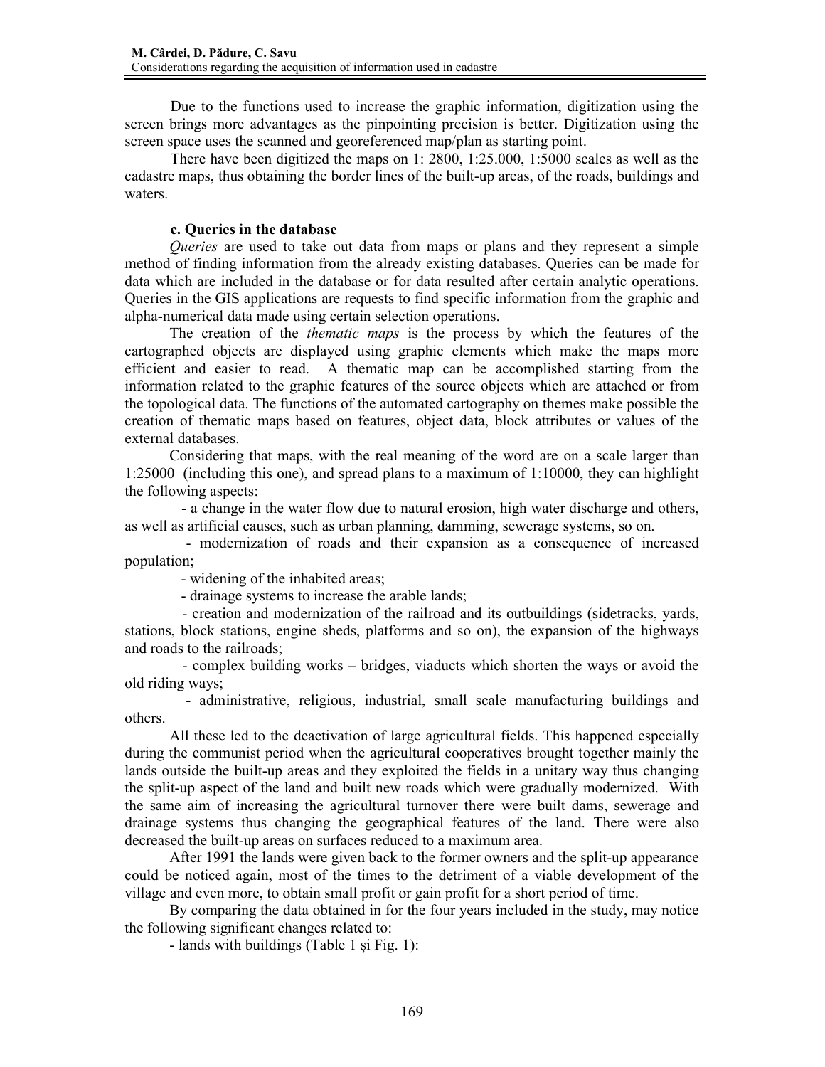Due to the functions used to increase the graphic information, digitization using the screen brings more advantages as the pinpointing precision is better. Digitization using the screen space uses the scanned and georeferenced map/plan as starting point.

There have been digitized the maps on 1: 2800, 1:25.000, 1:5000 scales as well as the cadastre maps, thus obtaining the border lines of the built-up areas, of the roads, buildings and waters.

**c. Queries in the database**

*Queries* are used to take out data from maps or plans and they represent a simple method of finding information from the already existing databases. Queries can be made for data which are included in the database or for data resulted after certain analytic operations. Queries in the GIS applications are requests to find specific information from the graphic and alpha-numerical data made using certain selection operations.

The creation of the *thematic maps* is the process by which the features of the cartographed objects are displayed using graphic elements which make the maps more efficient and easier to read. A thematic map can be accomplished starting from the information related to the graphic features of the source objects which are attached or from the topological data. The functions of the automated cartography on themes make possible the creation of thematic maps based on features, object data, block attributes or values of the external databases.

Considering that maps, with the real meaning of the word are on a scale larger than 1:25000 (including this one), and spread plans to a maximum of 1:10000, they can highlight the following aspects:

- a change in the water flow due to natural erosion, high water discharge and others, as well as artificial causes, such as urban planning, damming, sewerage systems, so on.
- modernization of roads and their expansion as a consequence of increased population;
- widening of the inhabited areas;
- drainage systems to increase the arable lands;
- creation and modernization of the railroad and its outbuildings (sidetracks, yards, stations, block stations, engine sheds, platforms and so on), the expansion of the highways and roads to the railroads;
- complex building works – bridges, viaducts which shorten the ways or avoid the old riding ways;
- administrative, religious, industrial, small scale manufacturing buildings and others.

All these led to the deactivation of large agricultural fields. This happened especially during the communist period when the agricultural cooperatives brought together mainly the lands outside the built-up areas and they exploited the fields in a unitary way thus changing the split-up aspect of the land and built new roads which were gradually modernized. With the same aim of increasing the agricultural turnover there were built dams, sewerage and drainage systems thus changing the geographical features of the land. There were also decreased the built-up areas on surfaces reduced to a maximum area.

After 1991 the lands were given back to the former owners and the split-up appearance could be noticed again, most of the times to the detriment of a viable development of the village and even more, to obtain small profit or gain profit for a short period of time.

By comparing the data obtained in for the four years included in the study, may notice the following significant changes related to:

- lands with buildings (Table 1 și Fig. 1):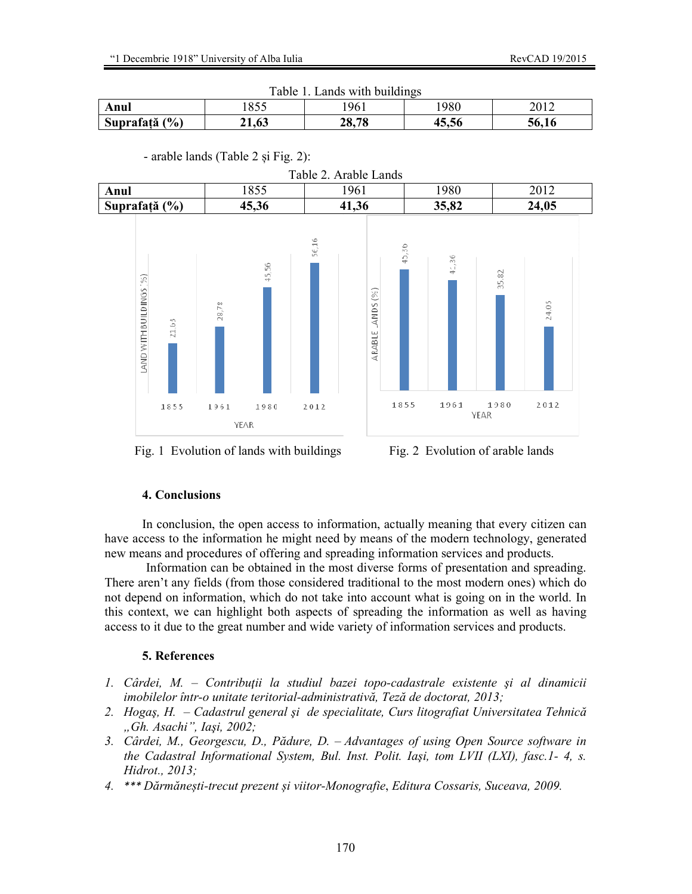Table 1. Lands with buildings

| Anul | 1855 | 1961 | 1980 | 2012 |
|---|---|---|---|---|
| **Suprafață (%)** | **21,63** | **28,78** | **45,56** | **56,16** |

- arable lands (Table 2 și Fig. 2):

Table 2. Arable Lands

| Anul | 1855 | 1961 | 1980 | 2012 |
|---|---|---|---|---|
| **Suprafață (%)** | **45,36** | **41,36** | **35,82** | **24,05** |

LAND WITH BUILDINGS (%)
21,63
28,78
45,56
56,16
1855
1961
1980
2012
YEAR

Fig. 1 Evolution of lands with buildings

ARABLE LANDS (%)
45,36
41,36
35,82
24,05
1855
1961
1980
2012
YEAR

Fig. 2 Evolution of arable lands

### 4. Conclusions

In conclusion, the open access to information, actually meaning that every citizen can have access to the information he might need by means of the modern technology, generated new means and procedures of offering and spreading information services and products.

Information can be obtained in the most diverse forms of presentation and spreading. There aren't any fields (from those considered traditional to the most modern ones) which do not depend on information, which do not take into account what is going on in the world. In this context, we can highlight both aspects of spreading the information as well as having access to it due to the great number and wide variety of information services and products.

### 5. References

1. *Cârdei, M. – Contribuţii la studiul bazei topo-cadastrale existente şi al dinamicii imobilelor într-o unitate teritorial-administrativă, Teză de doctorat, 2013;*
2. *Hogaş, H. – Cadastrul general şi de specialitate, Curs litografiat Universitatea Tehnică „Gh. Asachi", Iaşi, 2002;*
3. *Cârdei, M., Georgescu, D., Pădure, D. – Advantages of using Open Source software in the Cadastral Informational System, Bul. Inst. Polit. Iaşi, tom LVII (LXI), fasc.1- 4, s. Hidrot., 2013;*
4. *\*\*\* Dărmănești-trecut prezent și viitor-Monografie, Editura Cossaris, Suceava, 2009.*